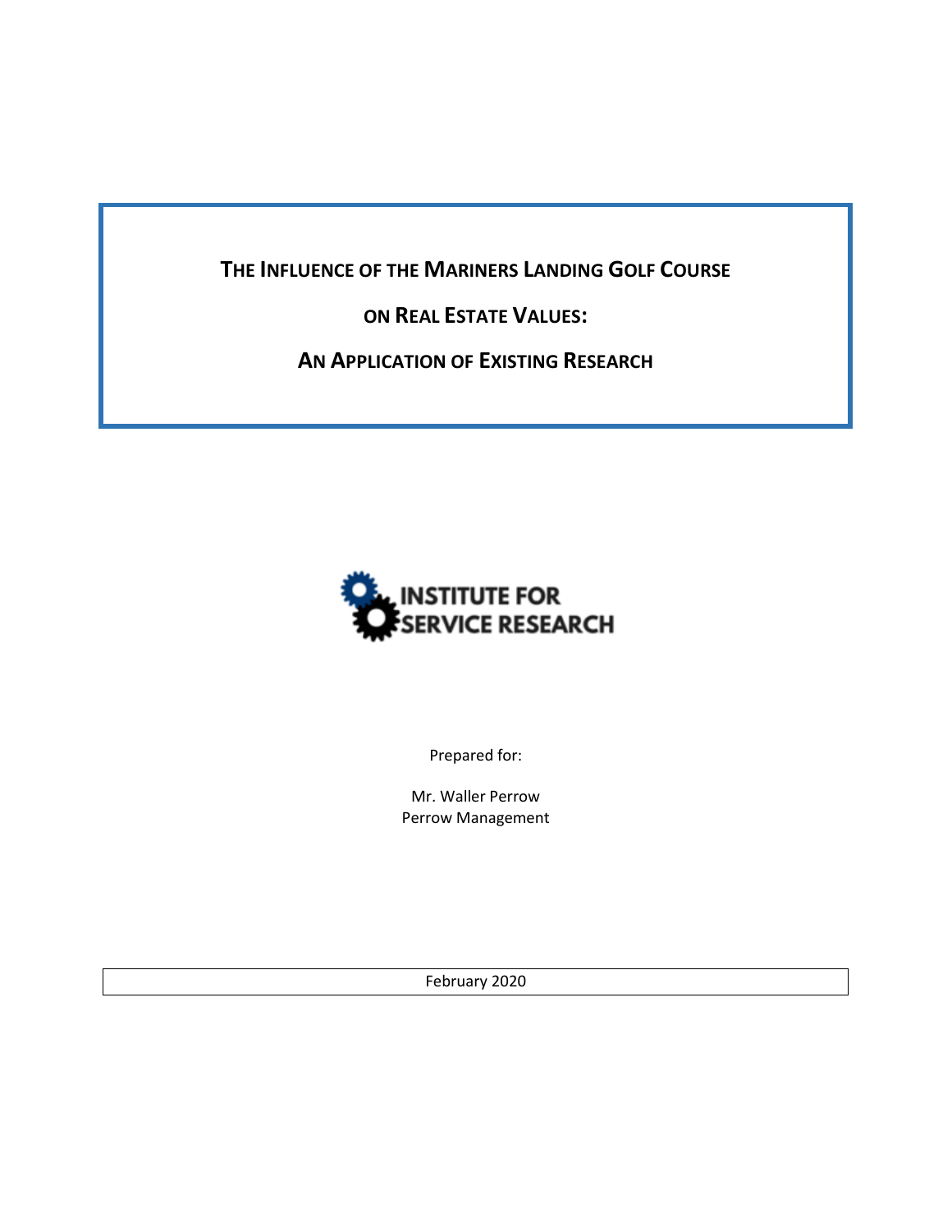# THE INFLUENCE OF THE MARINERS LANDING GOLF COURSE ON REAL ESTATE VALUES: AN APPLICATION OF EXISTING RESEARCH

INSTITUTE FOR SERVICE RESEARCH

Prepared for:

Mr. Waller Perrow
Perrow Management

February 2020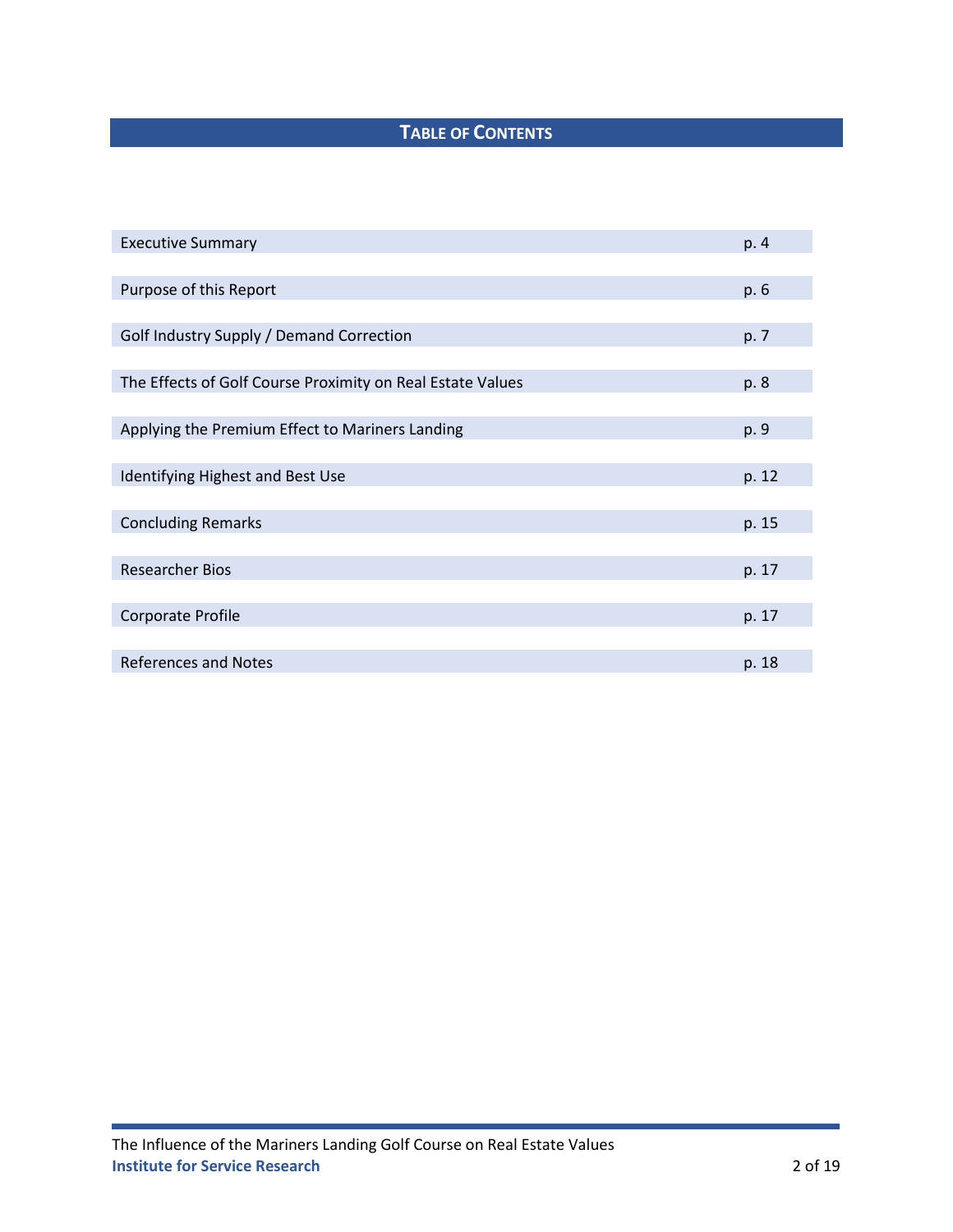## TABLE OF CONTENTS

| | |
|---|---|
| Executive Summary | p. 4 |
| Purpose of this Report | p. 6 |
| Golf Industry Supply / Demand Correction | p. 7 |
| The Effects of Golf Course Proximity on Real Estate Values | p. 8 |
| Applying the Premium Effect to Mariners Landing | p. 9 |
| Identifying Highest and Best Use | p. 12 |
| Concluding Remarks | p. 15 |
| Researcher Bios | p. 17 |
| Corporate Profile | p. 17 |
| References and Notes | p. 18 |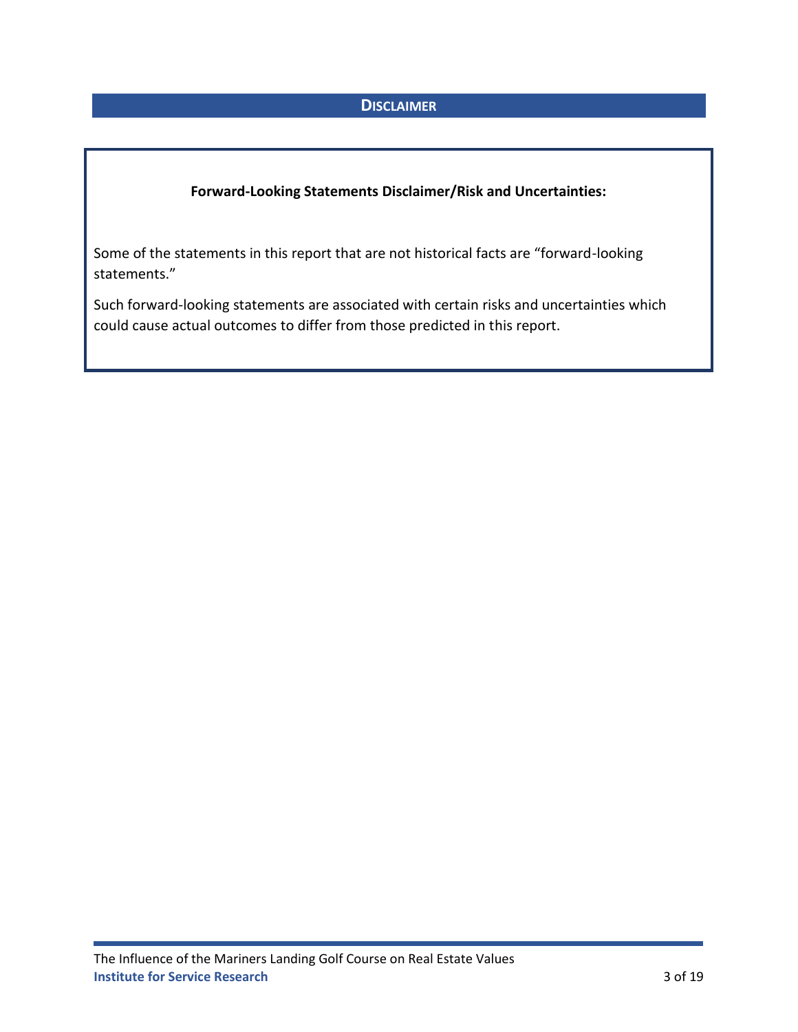## Disclaimer

**Forward-Looking Statements Disclaimer/Risk and Uncertainties:**

Some of the statements in this report that are not historical facts are "forward-looking statements."

Such forward-looking statements are associated with certain risks and uncertainties which could cause actual outcomes to differ from those predicted in this report.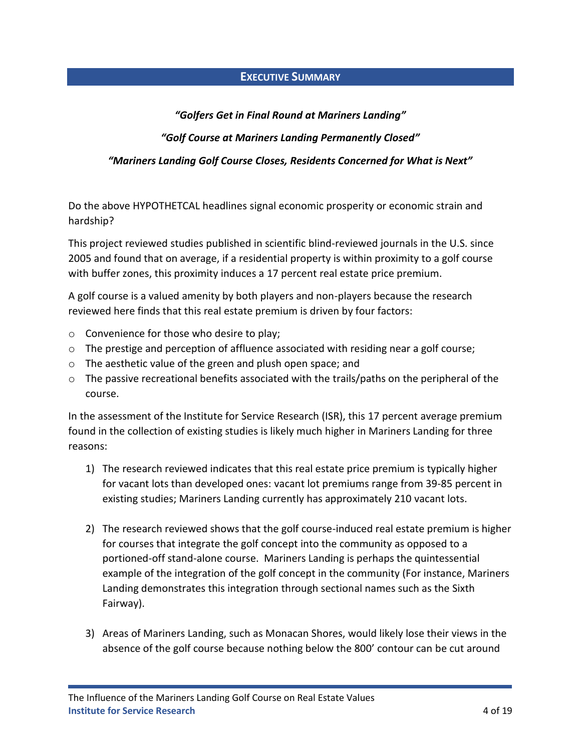## EXECUTIVE SUMMARY

***"Golfers Get in Final Round at Mariners Landing"***

***"Golf Course at Mariners Landing Permanently Closed"***

***"Mariners Landing Golf Course Closes, Residents Concerned for What is Next"***

Do the above HYPOTHETCAL headlines signal economic prosperity or economic strain and hardship?

This project reviewed studies published in scientific blind-reviewed journals in the U.S. since 2005 and found that on average, if a residential property is within proximity to a golf course with buffer zones, this proximity induces a 17 percent real estate price premium.

A golf course is a valued amenity by both players and non-players because the research reviewed here finds that this real estate premium is driven by four factors:

- Convenience for those who desire to play;
- The prestige and perception of affluence associated with residing near a golf course;
- The aesthetic value of the green and plush open space; and
- The passive recreational benefits associated with the trails/paths on the peripheral of the course.

In the assessment of the Institute for Service Research (ISR), this 17 percent average premium found in the collection of existing studies is likely much higher in Mariners Landing for three reasons:

1) The research reviewed indicates that this real estate price premium is typically higher for vacant lots than developed ones: vacant lot premiums range from 39-85 percent in existing studies; Mariners Landing currently has approximately 210 vacant lots.

2) The research reviewed shows that the golf course-induced real estate premium is higher for courses that integrate the golf concept into the community as opposed to a portioned-off stand-alone course. Mariners Landing is perhaps the quintessential example of the integration of the golf concept in the community (For instance, Mariners Landing demonstrates this integration through sectional names such as the Sixth Fairway).

3) Areas of Mariners Landing, such as Monacan Shores, would likely lose their views in the absence of the golf course because nothing below the 800' contour can be cut around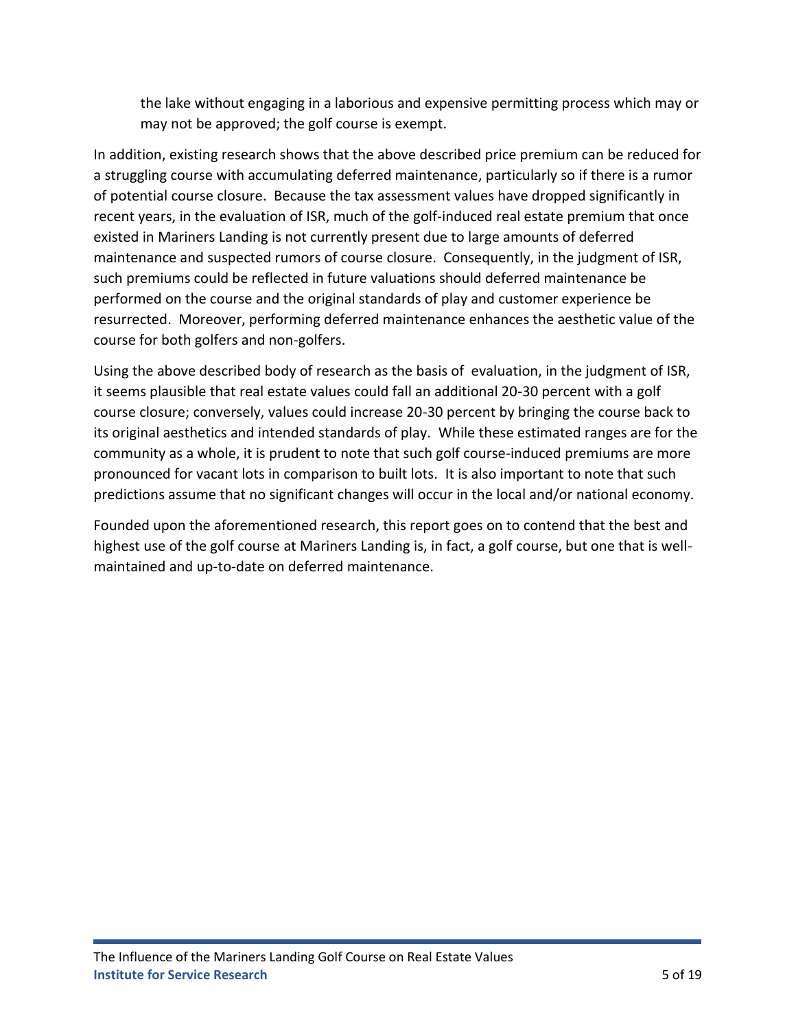the lake without engaging in a laborious and expensive permitting process which may or may not be approved; the golf course is exempt.

In addition, existing research shows that the above described price premium can be reduced for a struggling course with accumulating deferred maintenance, particularly so if there is a rumor of potential course closure. Because the tax assessment values have dropped significantly in recent years, in the evaluation of ISR, much of the golf-induced real estate premium that once existed in Mariners Landing is not currently present due to large amounts of deferred maintenance and suspected rumors of course closure. Consequently, in the judgment of ISR, such premiums could be reflected in future valuations should deferred maintenance be performed on the course and the original standards of play and customer experience be resurrected. Moreover, performing deferred maintenance enhances the aesthetic value of the course for both golfers and non-golfers.

Using the above described body of research as the basis of evaluation, in the judgment of ISR, it seems plausible that real estate values could fall an additional 20-30 percent with a golf course closure; conversely, values could increase 20-30 percent by bringing the course back to its original aesthetics and intended standards of play. While these estimated ranges are for the community as a whole, it is prudent to note that such golf course-induced premiums are more pronounced for vacant lots in comparison to built lots. It is also important to note that such predictions assume that no significant changes will occur in the local and/or national economy.

Founded upon the aforementioned research, this report goes on to contend that the best and highest use of the golf course at Mariners Landing is, in fact, a golf course, but one that is well-maintained and up-to-date on deferred maintenance.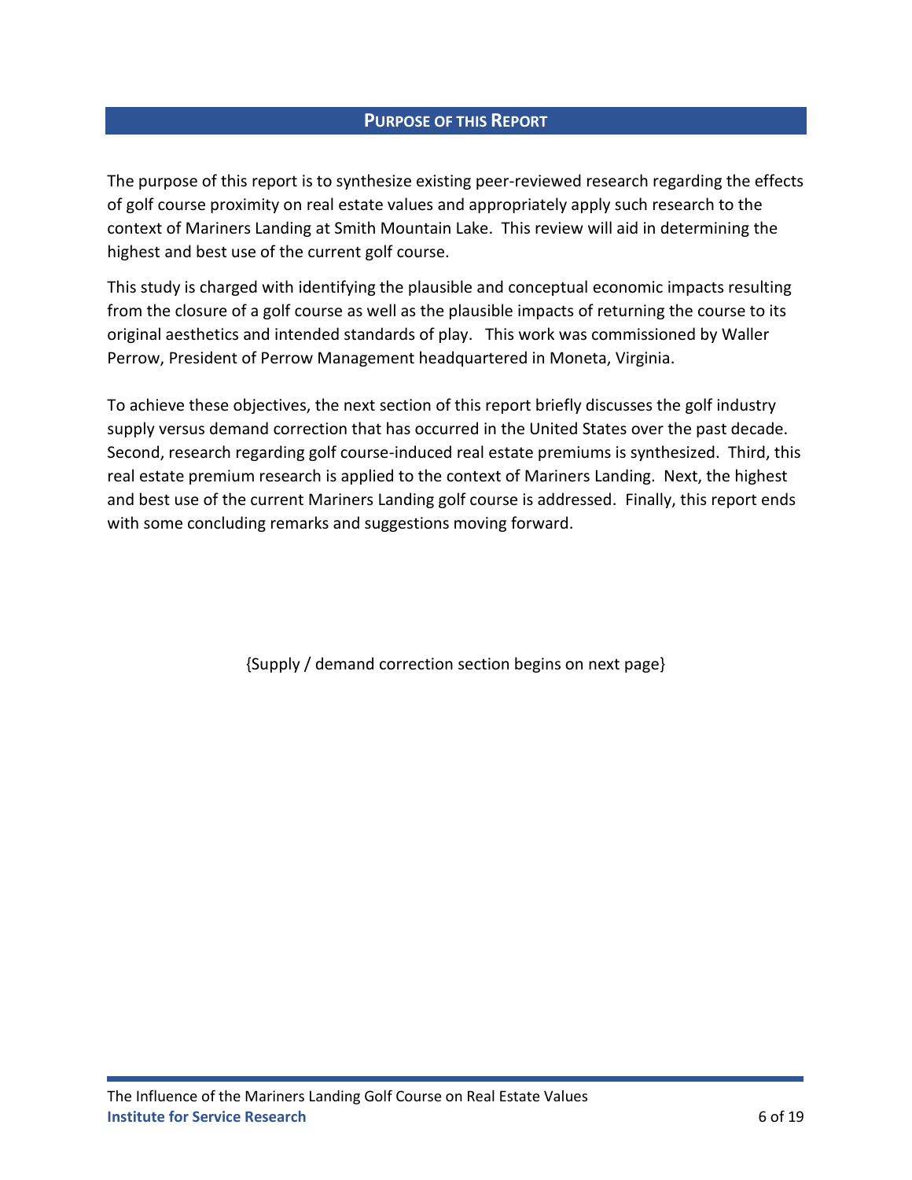## Purpose of this Report

The purpose of this report is to synthesize existing peer-reviewed research regarding the effects of golf course proximity on real estate values and appropriately apply such research to the context of Mariners Landing at Smith Mountain Lake. This review will aid in determining the highest and best use of the current golf course.

This study is charged with identifying the plausible and conceptual economic impacts resulting from the closure of a golf course as well as the plausible impacts of returning the course to its original aesthetics and intended standards of play. This work was commissioned by Waller Perrow, President of Perrow Management headquartered in Moneta, Virginia.

To achieve these objectives, the next section of this report briefly discusses the golf industry supply versus demand correction that has occurred in the United States over the past decade. Second, research regarding golf course-induced real estate premiums is synthesized. Third, this real estate premium research is applied to the context of Mariners Landing. Next, the highest and best use of the current Mariners Landing golf course is addressed. Finally, this report ends with some concluding remarks and suggestions moving forward.

{Supply / demand correction section begins on next page}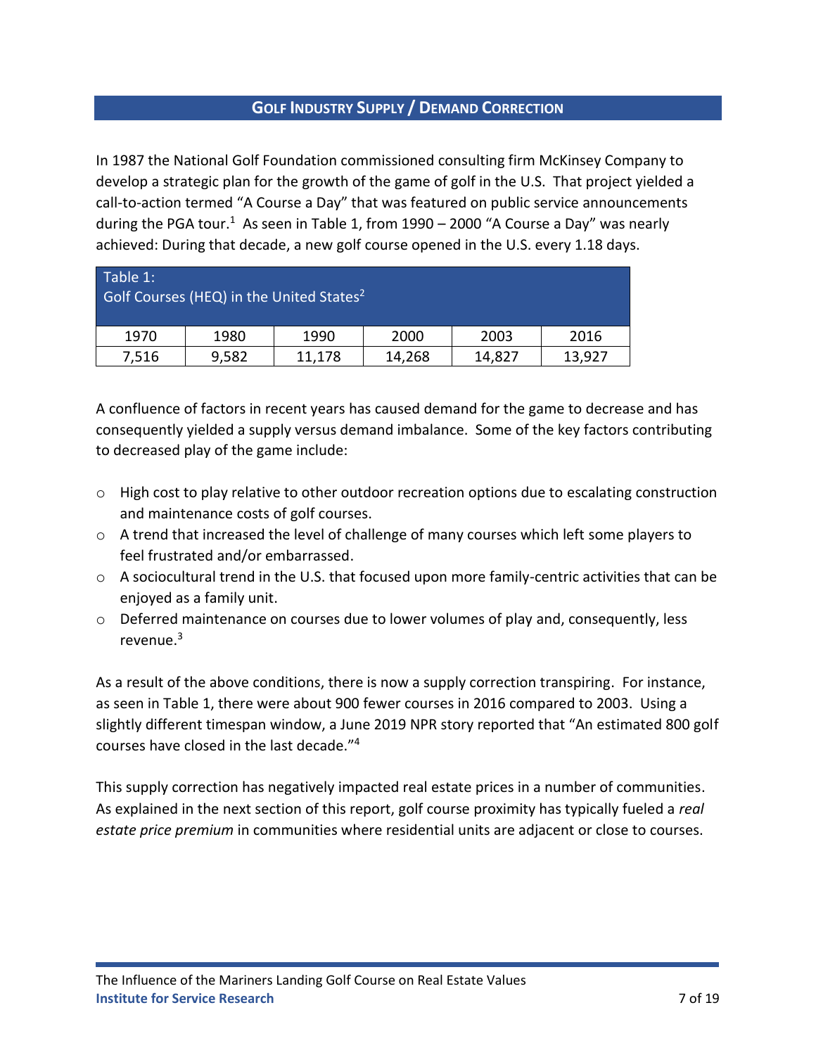## Golf Industry Supply / Demand Correction

In 1987 the National Golf Foundation commissioned consulting firm McKinsey Company to develop a strategic plan for the growth of the game of golf in the U.S. That project yielded a call-to-action termed "A Course a Day" that was featured on public service announcements during the PGA tour.[1] As seen in Table 1, from 1990 – 2000 "A Course a Day" was nearly achieved: During that decade, a new golf course opened in the U.S. every 1.18 days.

Table 1:
Golf Courses (HEQ) in the United States[2]

| 1970 | 1980 | 1990 | 2000 | 2003 | 2016 |
|---|---|---|---|---|---|
| 7,516 | 9,582 | 11,178 | 14,268 | 14,827 | 13,927 |

A confluence of factors in recent years has caused demand for the game to decrease and has consequently yielded a supply versus demand imbalance. Some of the key factors contributing to decreased play of the game include:

- High cost to play relative to other outdoor recreation options due to escalating construction and maintenance costs of golf courses.
- A trend that increased the level of challenge of many courses which left some players to feel frustrated and/or embarrassed.
- A sociocultural trend in the U.S. that focused upon more family-centric activities that can be enjoyed as a family unit.
- Deferred maintenance on courses due to lower volumes of play and, consequently, less revenue.[3]

As a result of the above conditions, there is now a supply correction transpiring. For instance, as seen in Table 1, there were about 900 fewer courses in 2016 compared to 2003. Using a slightly different timespan window, a June 2019 NPR story reported that "An estimated 800 golf courses have closed in the last decade."[4]

This supply correction has negatively impacted real estate prices in a number of communities. As explained in the next section of this report, golf course proximity has typically fueled a *real estate price premium* in communities where residential units are adjacent or close to courses.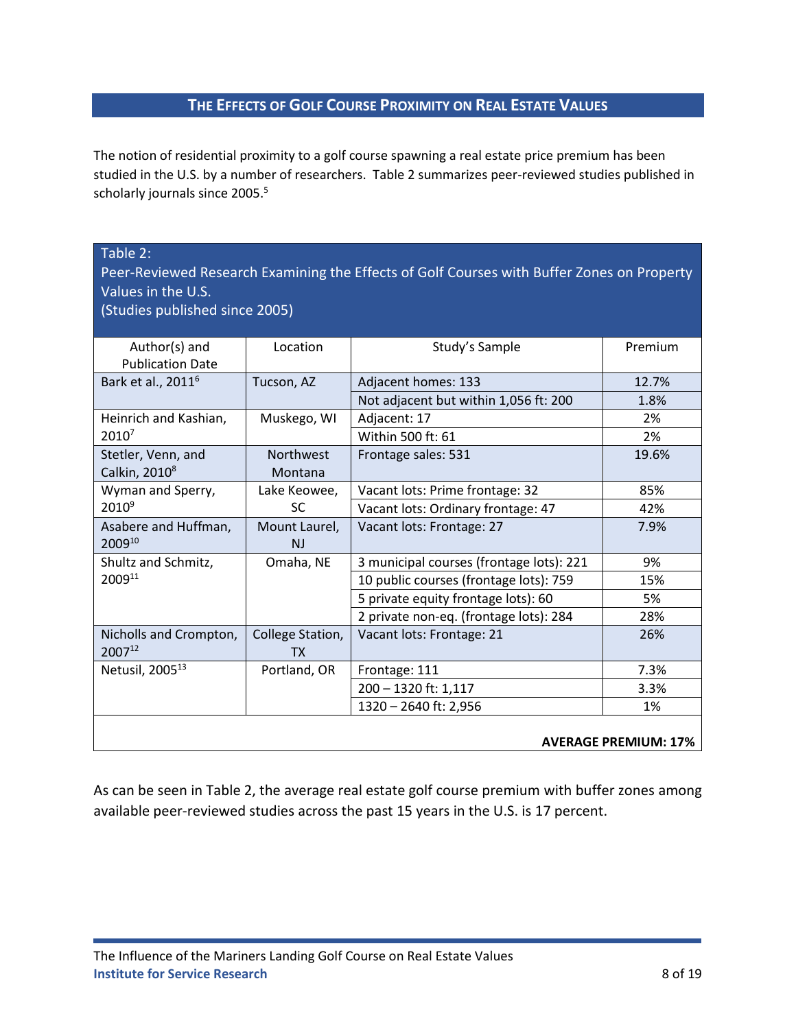## THE EFFECTS OF GOLF COURSE PROXIMITY ON REAL ESTATE VALUES

The notion of residential proximity to a golf course spawning a real estate price premium has been studied in the U.S. by a number of researchers. Table 2 summarizes peer-reviewed studies published in scholarly journals since 2005.[5]

Table 2:
Peer-Reviewed Research Examining the Effects of Golf Courses with Buffer Zones on Property Values in the U.S.
(Studies published since 2005)

| Author(s) and Publication Date | Location | Study's Sample | Premium |
|---|---|---|---|
| Bark et al., 2011[6] | Tucson, AZ | Adjacent homes: 133 | 12.7% |
| | | Not adjacent but within 1,056 ft: 200 | 1.8% |
| Heinrich and Kashian, 2010[7] | Muskego, WI | Adjacent: 17 | 2% |
| | | Within 500 ft: 61 | 2% |
| Stetler, Venn, and Calkin, 2010[8] | Northwest Montana | Frontage sales: 531 | 19.6% |
| Wyman and Sperry, 2010[9] | Lake Keowee, SC | Vacant lots: Prime frontage: 32 | 85% |
| | | Vacant lots: Ordinary frontage: 47 | 42% |
| Asabere and Huffman, 2009[10] | Mount Laurel, NJ | Vacant lots: Frontage: 27 | 7.9% |
| Shultz and Schmitz, 2009[11] | Omaha, NE | 3 municipal courses (frontage lots): 221 | 9% |
| | | 10 public courses (frontage lots): 759 | 15% |
| | | 5 private equity frontage lots): 60 | 5% |
| | | 2 private non-eq. (frontage lots): 284 | 28% |
| Nicholls and Crompton, 2007[12] | College Station, TX | Vacant lots: Frontage: 21 | 26% |
| Netusil, 2005[13] | Portland, OR | Frontage: 111 | 7.3% |
| | | 200 – 1320 ft: 1,117 | 3.3% |
| | | 1320 – 2640 ft: 2,956 | 1% |
| | | **AVERAGE PREMIUM: 17%** | |

As can be seen in Table 2, the average real estate golf course premium with buffer zones among available peer-reviewed studies across the past 15 years in the U.S. is 17 percent.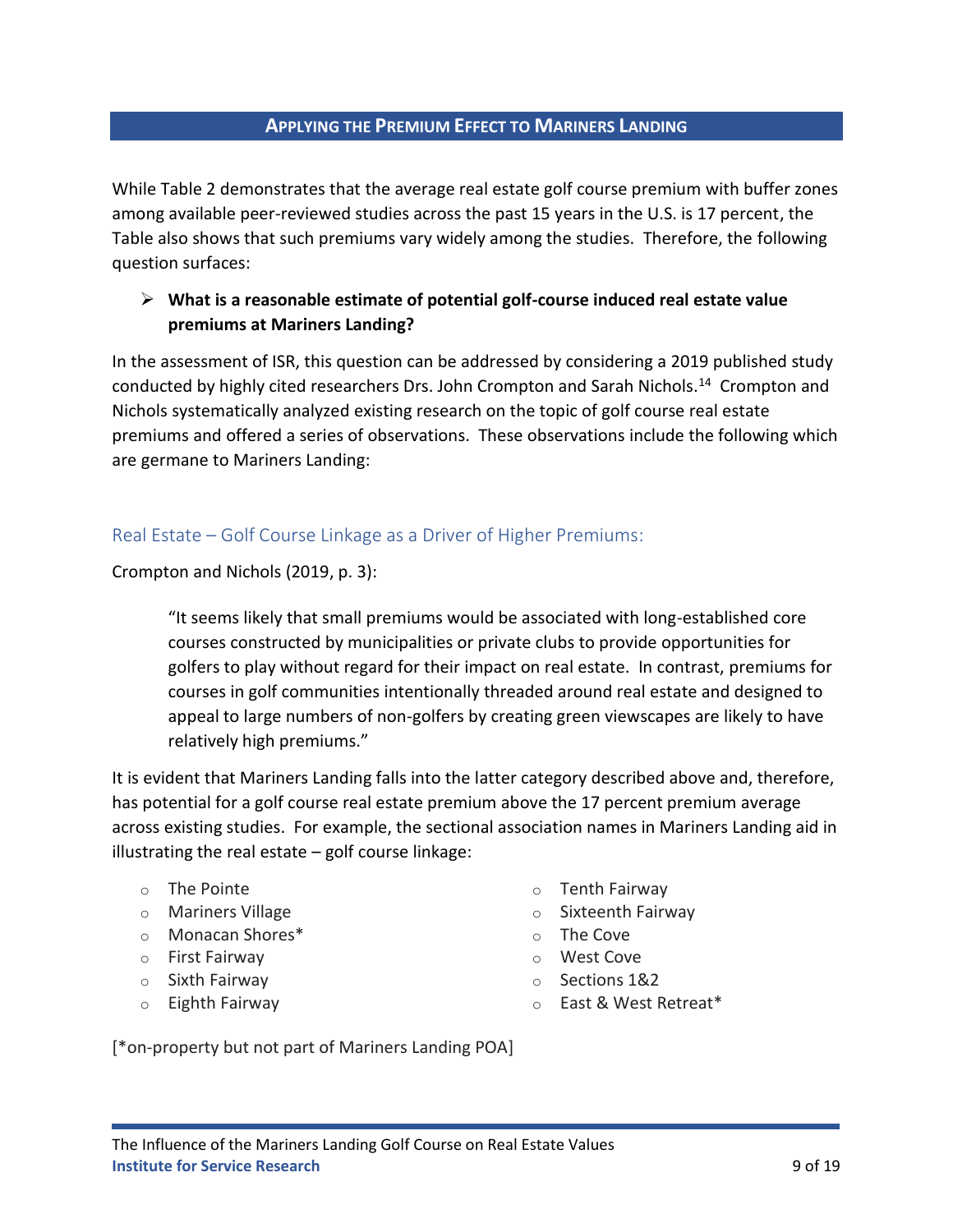## Applying the Premium Effect to Mariners Landing

While Table 2 demonstrates that the average real estate golf course premium with buffer zones among available peer-reviewed studies across the past 15 years in the U.S. is 17 percent, the Table also shows that such premiums vary widely among the studies. Therefore, the following question surfaces:

- **What is a reasonable estimate of potential golf-course induced real estate value premiums at Mariners Landing?**

In the assessment of ISR, this question can be addressed by considering a 2019 published study conducted by highly cited researchers Drs. John Crompton and Sarah Nichols.[14] Crompton and Nichols systematically analyzed existing research on the topic of golf course real estate premiums and offered a series of observations. These observations include the following which are germane to Mariners Landing:

### Real Estate – Golf Course Linkage as a Driver of Higher Premiums:

Crompton and Nichols (2019, p. 3):

> "It seems likely that small premiums would be associated with long-established core courses constructed by municipalities or private clubs to provide opportunities for golfers to play without regard for their impact on real estate. In contrast, premiums for courses in golf communities intentionally threaded around real estate and designed to appeal to large numbers of non-golfers by creating green viewscapes are likely to have relatively high premiums."

It is evident that Mariners Landing falls into the latter category described above and, therefore, has potential for a golf course real estate premium above the 17 percent premium average across existing studies. For example, the sectional association names in Mariners Landing aid in illustrating the real estate – golf course linkage:

- The Pointe
- Mariners Village
- Monacan Shores*
- First Fairway
- Sixth Fairway
- Eighth Fairway
- Tenth Fairway
- Sixteenth Fairway
- The Cove
- West Cove
- Sections 1&2
- East & West Retreat*

[*on-property but not part of Mariners Landing POA]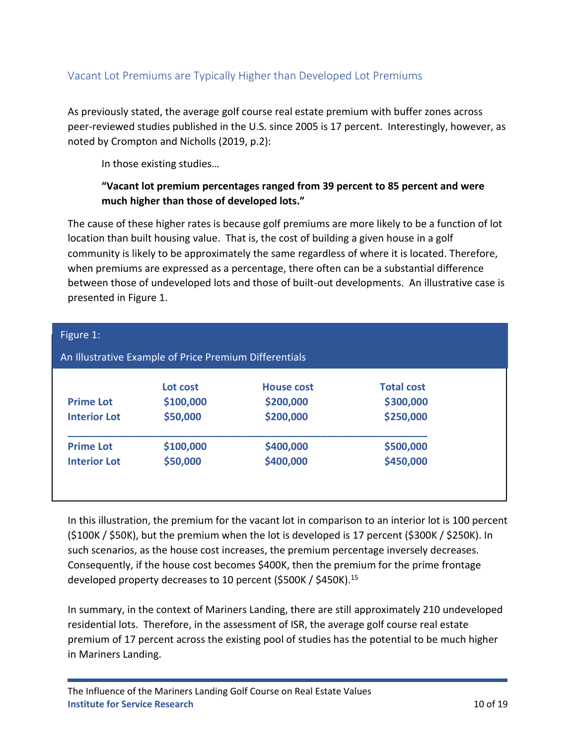## Vacant Lot Premiums are Typically Higher than Developed Lot Premiums

As previously stated, the average golf course real estate premium with buffer zones across peer-reviewed studies published in the U.S. since 2005 is 17 percent. Interestingly, however, as noted by Crompton and Nicholls (2019, p.2):

> In those existing studies…
>
> **"Vacant lot premium percentages ranged from 39 percent to 85 percent and were much higher than those of developed lots."**

The cause of these higher rates is because golf premiums are more likely to be a function of lot location than built housing value. That is, the cost of building a given house in a golf community is likely to be approximately the same regardless of where it is located. Therefore, when premiums are expressed as a percentage, there often can be a substantial difference between those of undeveloped lots and those of built-out developments. An illustrative case is presented in Figure 1.

Figure 1:

An Illustrative Example of Price Premium Differentials

| | Lot cost | House cost | Total cost |
|---|---|---|---|
| **Prime Lot** | **$100,000** | **$200,000** | **$300,000** |
| **Interior Lot** | **$50,000** | **$200,000** | **$250,000** |
| **Prime Lot** | **$100,000** | **$400,000** | **$500,000** |
| **Interior Lot** | **$50,000** | **$400,000** | **$450,000** |

In this illustration, the premium for the vacant lot in comparison to an interior lot is 100 percent ($100K / $50K), but the premium when the lot is developed is 17 percent ($300K / $250K). In such scenarios, as the house cost increases, the premium percentage inversely decreases. Consequently, if the house cost becomes $400K, then the premium for the prime frontage developed property decreases to 10 percent ($500K / $450K).[15]

In summary, in the context of Mariners Landing, there are still approximately 210 undeveloped residential lots. Therefore, in the assessment of ISR, the average golf course real estate premium of 17 percent across the existing pool of studies has the potential to be much higher in Mariners Landing.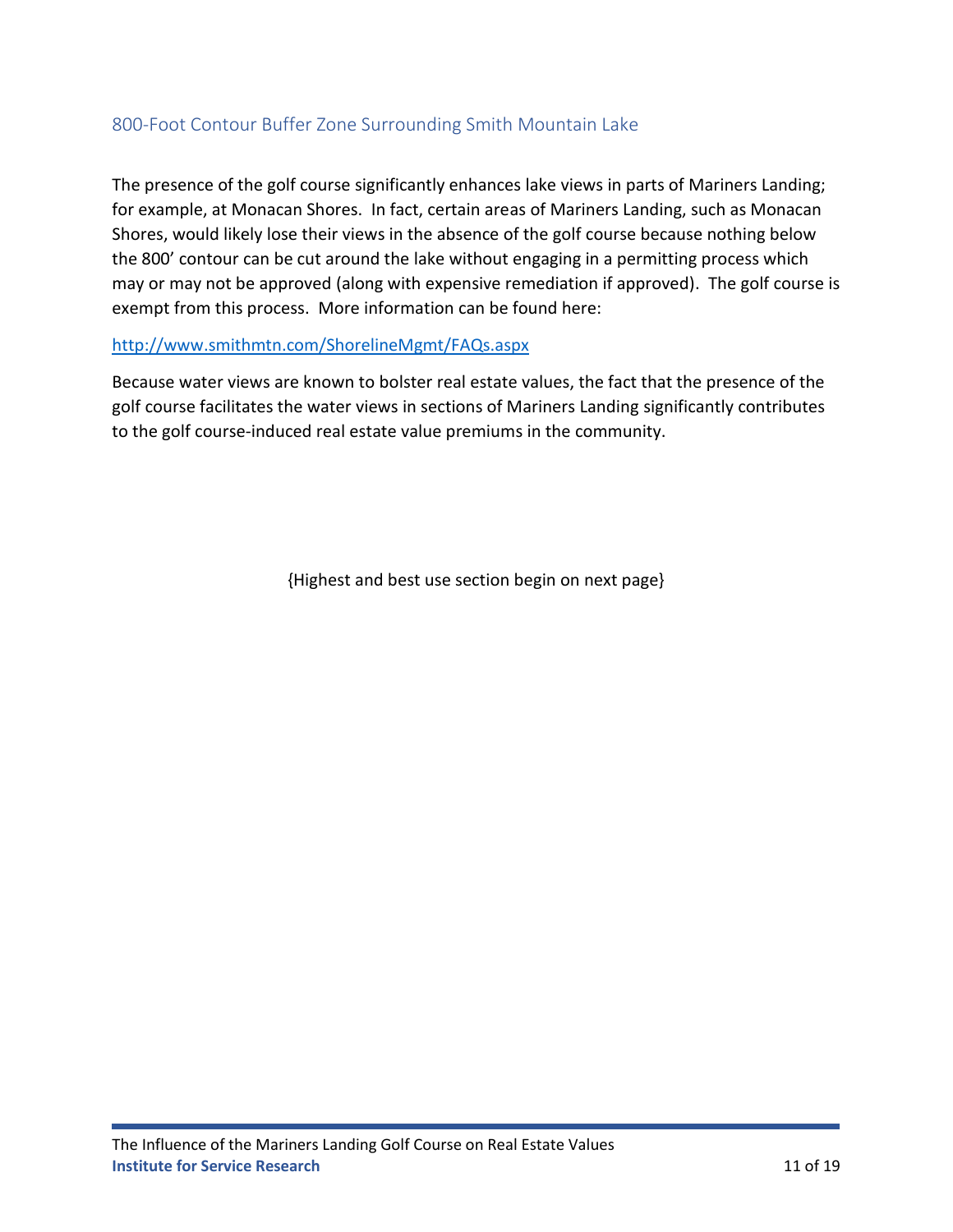## 800-Foot Contour Buffer Zone Surrounding Smith Mountain Lake

The presence of the golf course significantly enhances lake views in parts of Mariners Landing; for example, at Monacan Shores. In fact, certain areas of Mariners Landing, such as Monacan Shores, would likely lose their views in the absence of the golf course because nothing below the 800' contour can be cut around the lake without engaging in a permitting process which may or may not be approved (along with expensive remediation if approved). The golf course is exempt from this process. More information can be found here:

http://www.smithmtn.com/ShorelineMgmt/FAQs.aspx

Because water views are known to bolster real estate values, the fact that the presence of the golf course facilitates the water views in sections of Mariners Landing significantly contributes to the golf course-induced real estate value premiums in the community.

{Highest and best use section begin on next page}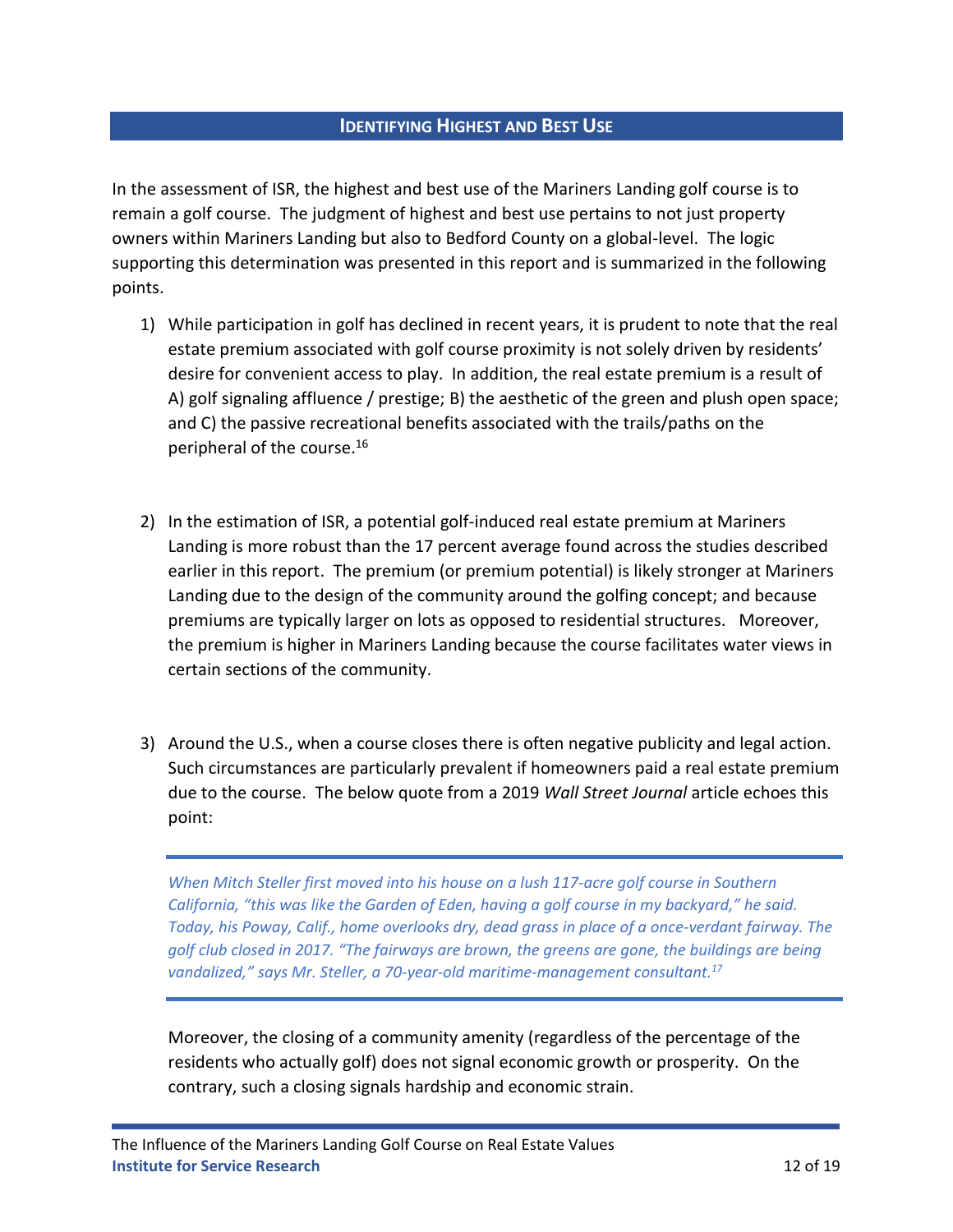## Identifying Highest and Best Use

In the assessment of ISR, the highest and best use of the Mariners Landing golf course is to remain a golf course. The judgment of highest and best use pertains to not just property owners within Mariners Landing but also to Bedford County on a global-level. The logic supporting this determination was presented in this report and is summarized in the following points.

1) While participation in golf has declined in recent years, it is prudent to note that the real estate premium associated with golf course proximity is not solely driven by residents' desire for convenient access to play. In addition, the real estate premium is a result of A) golf signaling affluence / prestige; B) the aesthetic of the green and plush open space; and C) the passive recreational benefits associated with the trails/paths on the peripheral of the course.[16]

2) In the estimation of ISR, a potential golf-induced real estate premium at Mariners Landing is more robust than the 17 percent average found across the studies described earlier in this report. The premium (or premium potential) is likely stronger at Mariners Landing due to the design of the community around the golfing concept; and because premiums are typically larger on lots as opposed to residential structures. Moreover, the premium is higher in Mariners Landing because the course facilitates water views in certain sections of the community.

3) Around the U.S., when a course closes there is often negative publicity and legal action. Such circumstances are particularly prevalent if homeowners paid a real estate premium due to the course. The below quote from a 2019 *Wall Street Journal* article echoes this point:

> *When Mitch Steller first moved into his house on a lush 117-acre golf course in Southern California, "this was like the Garden of Eden, having a golf course in my backyard," he said. Today, his Poway, Calif., home overlooks dry, dead grass in place of a once-verdant fairway. The golf club closed in 2017. "The fairways are brown, the greens are gone, the buildings are being vandalized," says Mr. Steller, a 70-year-old maritime-management consultant.*[17]

   Moreover, the closing of a community amenity (regardless of the percentage of the residents who actually golf) does not signal economic growth or prosperity. On the contrary, such a closing signals hardship and economic strain.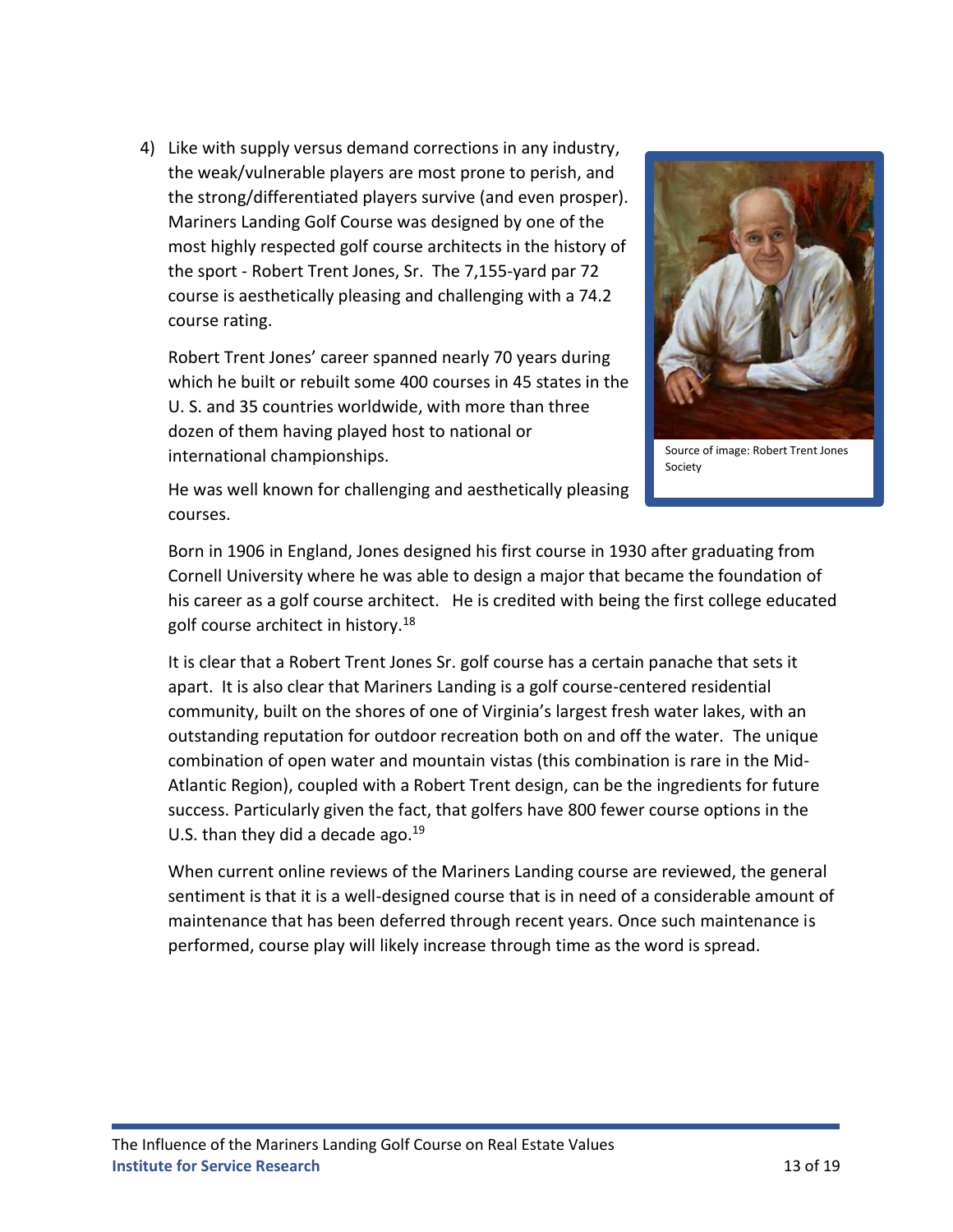4) Like with supply versus demand corrections in any industry, the weak/vulnerable players are most prone to perish, and the strong/differentiated players survive (and even prosper). Mariners Landing Golf Course was designed by one of the most highly respected golf course architects in the history of the sport - Robert Trent Jones, Sr. The 7,155-yard par 72 course is aesthetically pleasing and challenging with a 74.2 course rating.

   Robert Trent Jones' career spanned nearly 70 years during which he built or rebuilt some 400 courses in 45 states in the U. S. and 35 countries worldwide, with more than three dozen of them having played host to national or international championships.

   Source of image: Robert Trent Jones Society

   He was well known for challenging and aesthetically pleasing courses.

   Born in 1906 in England, Jones designed his first course in 1930 after graduating from Cornell University where he was able to design a major that became the foundation of his career as a golf course architect. He is credited with being the first college educated golf course architect in history.[18]

   It is clear that a Robert Trent Jones Sr. golf course has a certain panache that sets it apart. It is also clear that Mariners Landing is a golf course-centered residential community, built on the shores of one of Virginia's largest fresh water lakes, with an outstanding reputation for outdoor recreation both on and off the water. The unique combination of open water and mountain vistas (this combination is rare in the Mid-Atlantic Region), coupled with a Robert Trent design, can be the ingredients for future success. Particularly given the fact, that golfers have 800 fewer course options in the U.S. than they did a decade ago.[19]

   When current online reviews of the Mariners Landing course are reviewed, the general sentiment is that it is a well-designed course that is in need of a considerable amount of maintenance that has been deferred through recent years. Once such maintenance is performed, course play will likely increase through time as the word is spread.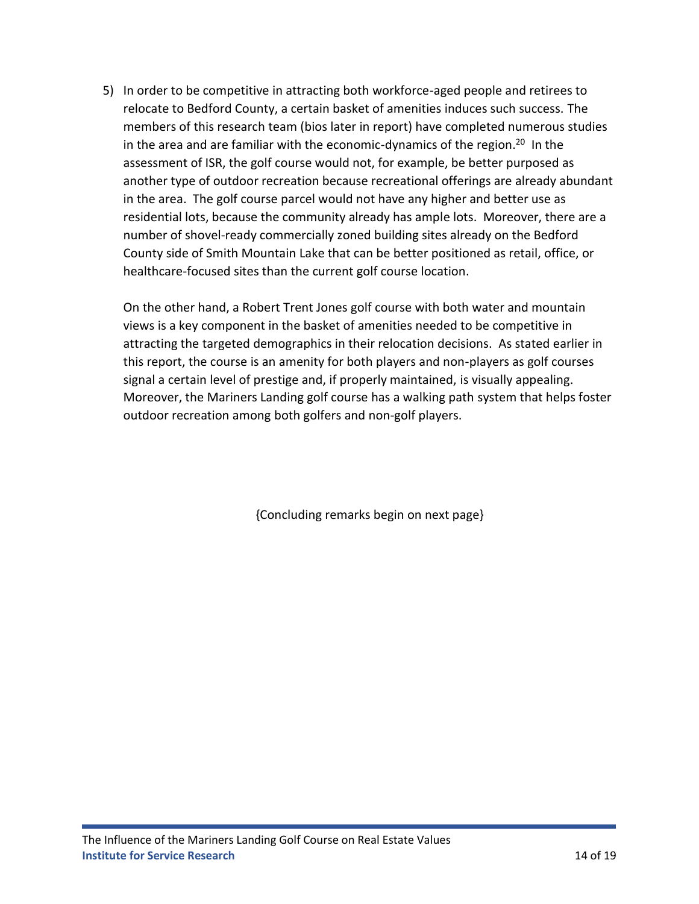5) In order to be competitive in attracting both workforce-aged people and retirees to relocate to Bedford County, a certain basket of amenities induces such success. The members of this research team (bios later in report) have completed numerous studies in the area and are familiar with the economic-dynamics of the region.[20] In the assessment of ISR, the golf course would not, for example, be better purposed as another type of outdoor recreation because recreational offerings are already abundant in the area. The golf course parcel would not have any higher and better use as residential lots, because the community already has ample lots. Moreover, there are a number of shovel-ready commercially zoned building sites already on the Bedford County side of Smith Mountain Lake that can be better positioned as retail, office, or healthcare-focused sites than the current golf course location.

   On the other hand, a Robert Trent Jones golf course with both water and mountain views is a key component in the basket of amenities needed to be competitive in attracting the targeted demographics in their relocation decisions. As stated earlier in this report, the course is an amenity for both players and non-players as golf courses signal a certain level of prestige and, if properly maintained, is visually appealing. Moreover, the Mariners Landing golf course has a walking path system that helps foster outdoor recreation among both golfers and non-golf players.

{Concluding remarks begin on next page}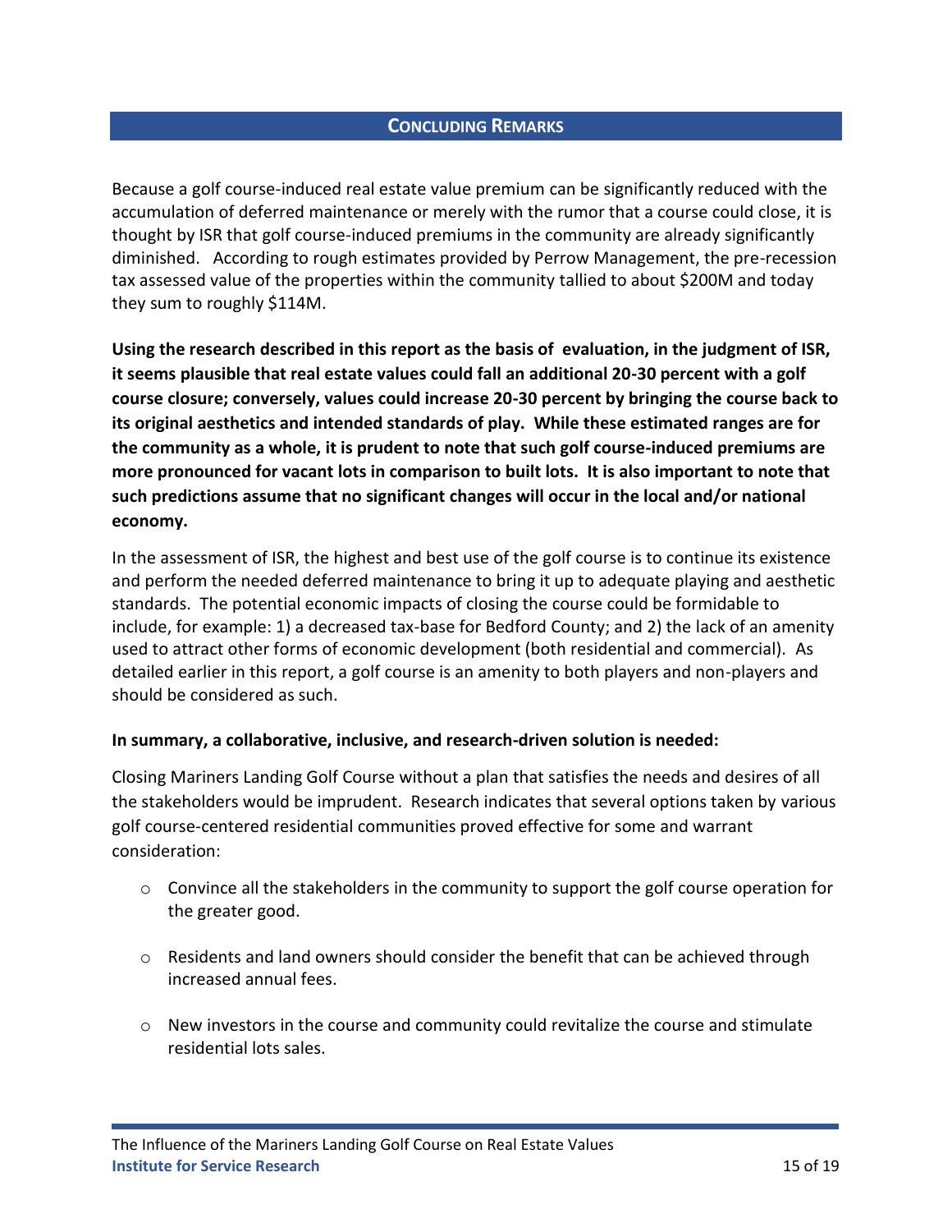## Concluding Remarks

Because a golf course-induced real estate value premium can be significantly reduced with the accumulation of deferred maintenance or merely with the rumor that a course could close, it is thought by ISR that golf course-induced premiums in the community are already significantly diminished. According to rough estimates provided by Perrow Management, the pre-recession tax assessed value of the properties within the community tallied to about $200M and today they sum to roughly $114M.

**Using the research described in this report as the basis of evaluation, in the judgment of ISR, it seems plausible that real estate values could fall an additional 20-30 percent with a golf course closure; conversely, values could increase 20-30 percent by bringing the course back to its original aesthetics and intended standards of play. While these estimated ranges are for the community as a whole, it is prudent to note that such golf course-induced premiums are more pronounced for vacant lots in comparison to built lots. It is also important to note that such predictions assume that no significant changes will occur in the local and/or national economy.**

In the assessment of ISR, the highest and best use of the golf course is to continue its existence and perform the needed deferred maintenance to bring it up to adequate playing and aesthetic standards. The potential economic impacts of closing the course could be formidable to include, for example: 1) a decreased tax-base for Bedford County; and 2) the lack of an amenity used to attract other forms of economic development (both residential and commercial). As detailed earlier in this report, a golf course is an amenity to both players and non-players and should be considered as such.

**In summary, a collaborative, inclusive, and research-driven solution is needed:**

Closing Mariners Landing Golf Course without a plan that satisfies the needs and desires of all the stakeholders would be imprudent. Research indicates that several options taken by various golf course-centered residential communities proved effective for some and warrant consideration:

- Convince all the stakeholders in the community to support the golf course operation for the greater good.
- Residents and land owners should consider the benefit that can be achieved through increased annual fees.
- New investors in the course and community could revitalize the course and stimulate residential lots sales.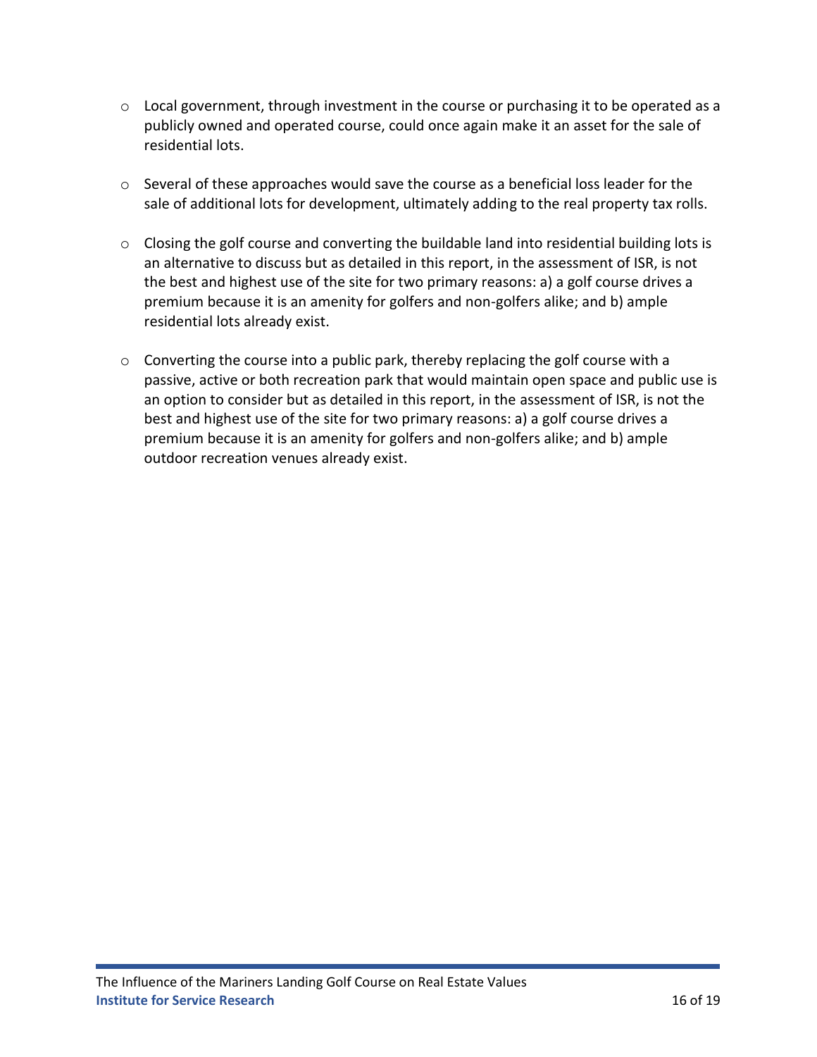- Local government, through investment in the course or purchasing it to be operated as a publicly owned and operated course, could once again make it an asset for the sale of residential lots.

- Several of these approaches would save the course as a beneficial loss leader for the sale of additional lots for development, ultimately adding to the real property tax rolls.

- Closing the golf course and converting the buildable land into residential building lots is an alternative to discuss but as detailed in this report, in the assessment of ISR, is not the best and highest use of the site for two primary reasons: a) a golf course drives a premium because it is an amenity for golfers and non-golfers alike; and b) ample residential lots already exist.

- Converting the course into a public park, thereby replacing the golf course with a passive, active or both recreation park that would maintain open space and public use is an option to consider but as detailed in this report, in the assessment of ISR, is not the best and highest use of the site for two primary reasons: a) a golf course drives a premium because it is an amenity for golfers and non-golfers alike; and b) ample outdoor recreation venues already exist.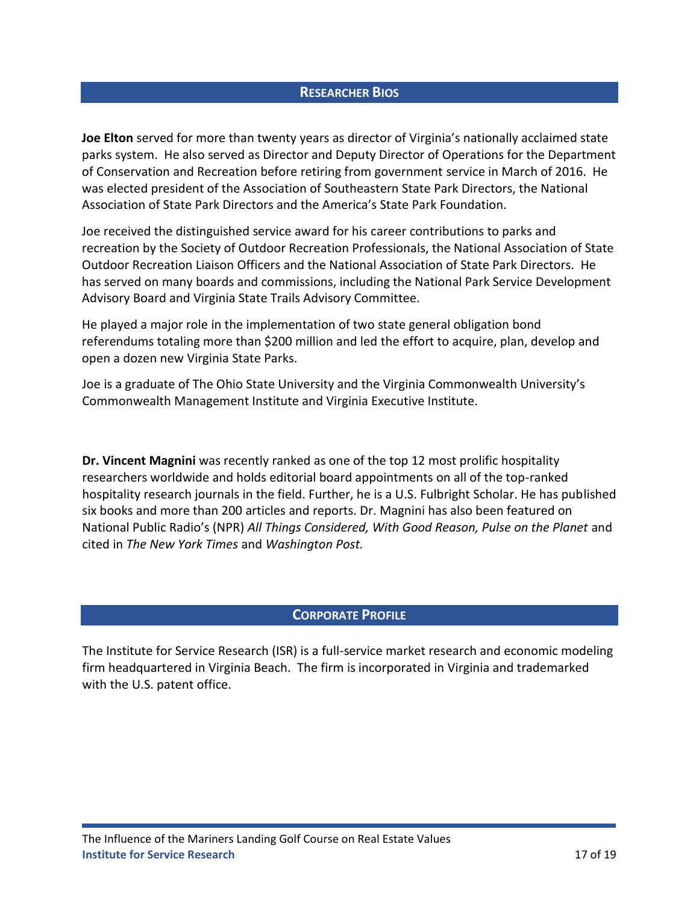## Researcher Bios

**Joe Elton** served for more than twenty years as director of Virginia's nationally acclaimed state parks system. He also served as Director and Deputy Director of Operations for the Department of Conservation and Recreation before retiring from government service in March of 2016. He was elected president of the Association of Southeastern State Park Directors, the National Association of State Park Directors and the America's State Park Foundation.

Joe received the distinguished service award for his career contributions to parks and recreation by the Society of Outdoor Recreation Professionals, the National Association of State Outdoor Recreation Liaison Officers and the National Association of State Park Directors. He has served on many boards and commissions, including the National Park Service Development Advisory Board and Virginia State Trails Advisory Committee.

He played a major role in the implementation of two state general obligation bond referendums totaling more than $200 million and led the effort to acquire, plan, develop and open a dozen new Virginia State Parks.

Joe is a graduate of The Ohio State University and the Virginia Commonwealth University's Commonwealth Management Institute and Virginia Executive Institute.

**Dr. Vincent Magnini** was recently ranked as one of the top 12 most prolific hospitality researchers worldwide and holds editorial board appointments on all of the top-ranked hospitality research journals in the field. Further, he is a U.S. Fulbright Scholar. He has published six books and more than 200 articles and reports. Dr. Magnini has also been featured on National Public Radio's (NPR) *All Things Considered, With Good Reason, Pulse on the Planet* and cited in *The New York Times* and *Washington Post.*

## Corporate Profile

The Institute for Service Research (ISR) is a full-service market research and economic modeling firm headquartered in Virginia Beach. The firm is incorporated in Virginia and trademarked with the U.S. patent office.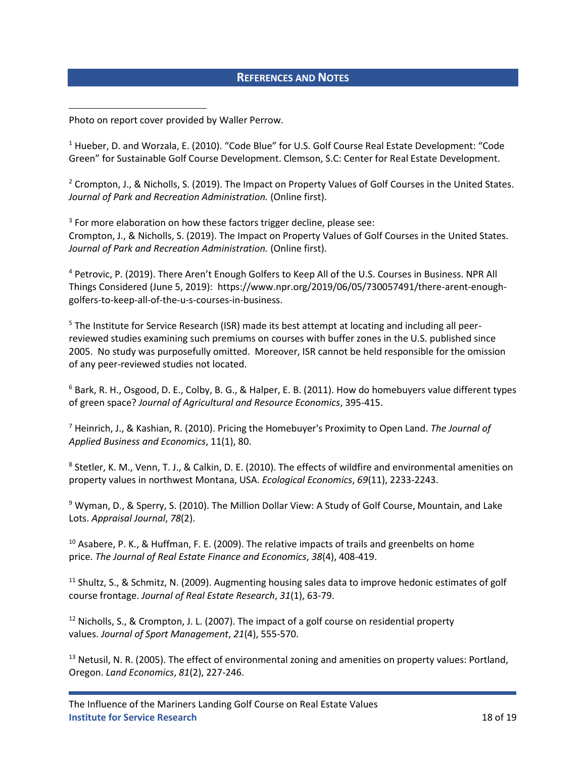## REFERENCES AND NOTES

Photo on report cover provided by Waller Perrow.

[1] Hueber, D. and Worzala, E. (2010). “Code Blue” for U.S. Golf Course Real Estate Development: “Code Green” for Sustainable Golf Course Development. Clemson, S.C: Center for Real Estate Development.

[2] Crompton, J., & Nicholls, S. (2019). The Impact on Property Values of Golf Courses in the United States. *Journal of Park and Recreation Administration.* (Online first).

[3] For more elaboration on how these factors trigger decline, please see:
Crompton, J., & Nicholls, S. (2019). The Impact on Property Values of Golf Courses in the United States. *Journal of Park and Recreation Administration.* (Online first).

[4] Petrovic, P. (2019). There Aren’t Enough Golfers to Keep All of the U.S. Courses in Business. NPR All Things Considered (June 5, 2019): https://www.npr.org/2019/06/05/730057491/there-arent-enough-golfers-to-keep-all-of-the-u-s-courses-in-business.

[5] The Institute for Service Research (ISR) made its best attempt at locating and including all peer-reviewed studies examining such premiums on courses with buffer zones in the U.S. published since 2005. No study was purposefully omitted. Moreover, ISR cannot be held responsible for the omission of any peer-reviewed studies not located.

[6] Bark, R. H., Osgood, D. E., Colby, B. G., & Halper, E. B. (2011). How do homebuyers value different types of green space? *Journal of Agricultural and Resource Economics*, 395-415.

[7] Heinrich, J., & Kashian, R. (2010). Pricing the Homebuyer's Proximity to Open Land. *The Journal of Applied Business and Economics*, 11(1), 80.

[8] Stetler, K. M., Venn, T. J., & Calkin, D. E. (2010). The effects of wildfire and environmental amenities on property values in northwest Montana, USA. *Ecological Economics*, *69*(11), 2233-2243.

[9] Wyman, D., & Sperry, S. (2010). The Million Dollar View: A Study of Golf Course, Mountain, and Lake Lots. *Appraisal Journal*, *78*(2).

[10] Asabere, P. K., & Huffman, F. E. (2009). The relative impacts of trails and greenbelts on home price. *The Journal of Real Estate Finance and Economics*, *38*(4), 408-419.

[11] Shultz, S., & Schmitz, N. (2009). Augmenting housing sales data to improve hedonic estimates of golf course frontage. *Journal of Real Estate Research*, *31*(1), 63-79.

[12] Nicholls, S., & Crompton, J. L. (2007). The impact of a golf course on residential property values. *Journal of Sport Management*, *21*(4), 555-570.

[13] Netusil, N. R. (2005). The effect of environmental zoning and amenities on property values: Portland, Oregon. *Land Economics*, *81*(2), 227-246.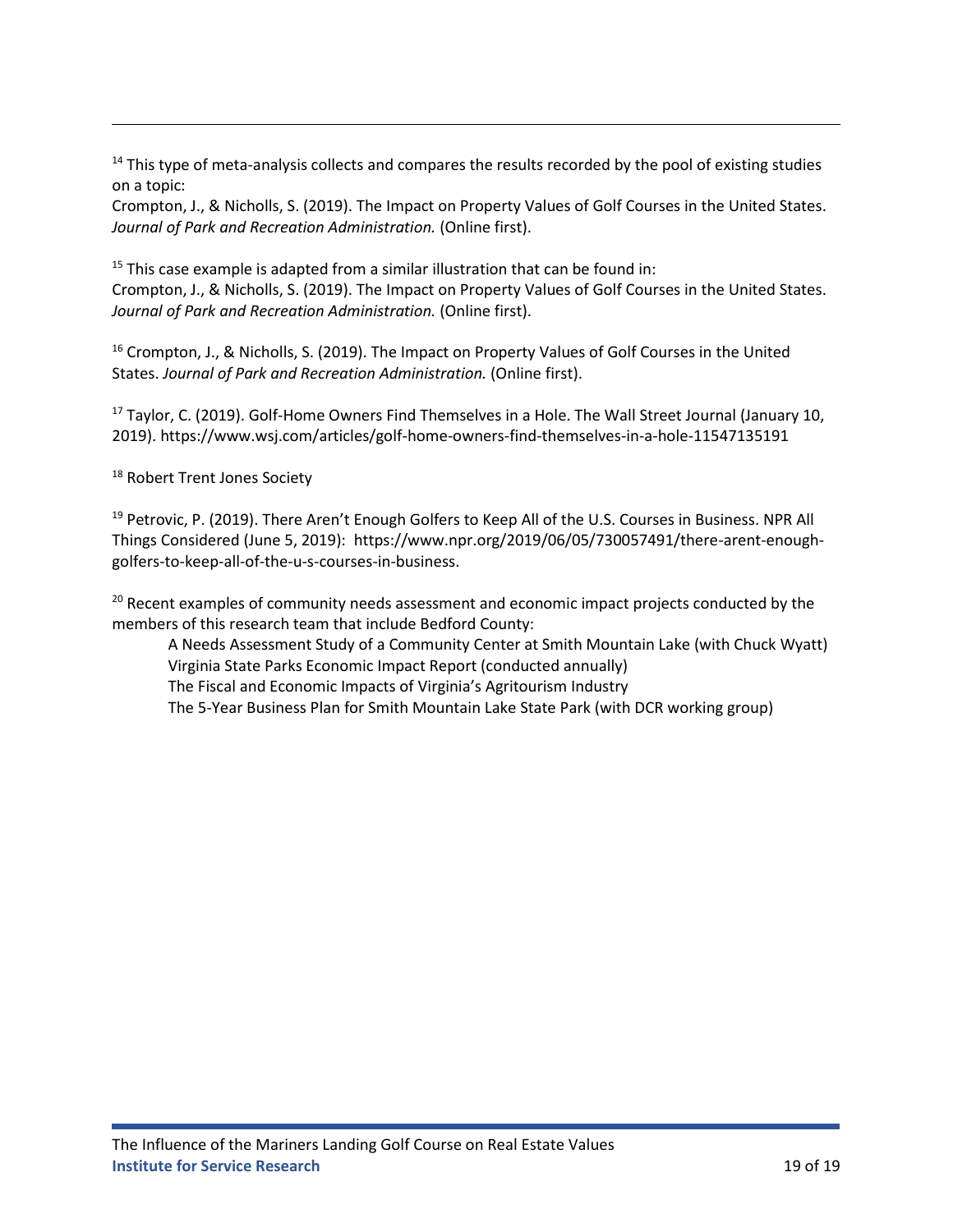[14] This type of meta-analysis collects and compares the results recorded by the pool of existing studies on a topic:
Crompton, J., & Nicholls, S. (2019). The Impact on Property Values of Golf Courses in the United States. *Journal of Park and Recreation Administration.* (Online first).

[15] This case example is adapted from a similar illustration that can be found in:
Crompton, J., & Nicholls, S. (2019). The Impact on Property Values of Golf Courses in the United States. *Journal of Park and Recreation Administration.* (Online first).

[16] Crompton, J., & Nicholls, S. (2019). The Impact on Property Values of Golf Courses in the United States. *Journal of Park and Recreation Administration.* (Online first).

[17] Taylor, C. (2019). Golf-Home Owners Find Themselves in a Hole. The Wall Street Journal (January 10, 2019). https://www.wsj.com/articles/golf-home-owners-find-themselves-in-a-hole-11547135191

[18] Robert Trent Jones Society

[19] Petrovic, P. (2019). There Aren't Enough Golfers to Keep All of the U.S. Courses in Business. NPR All Things Considered (June 5, 2019): https://www.npr.org/2019/06/05/730057491/there-arent-enough-golfers-to-keep-all-of-the-u-s-courses-in-business.

[20] Recent examples of community needs assessment and economic impact projects conducted by the members of this research team that include Bedford County:

A Needs Assessment Study of a Community Center at Smith Mountain Lake (with Chuck Wyatt)
Virginia State Parks Economic Impact Report (conducted annually)
The Fiscal and Economic Impacts of Virginia's Agritourism Industry
The 5-Year Business Plan for Smith Mountain Lake State Park (with DCR working group)